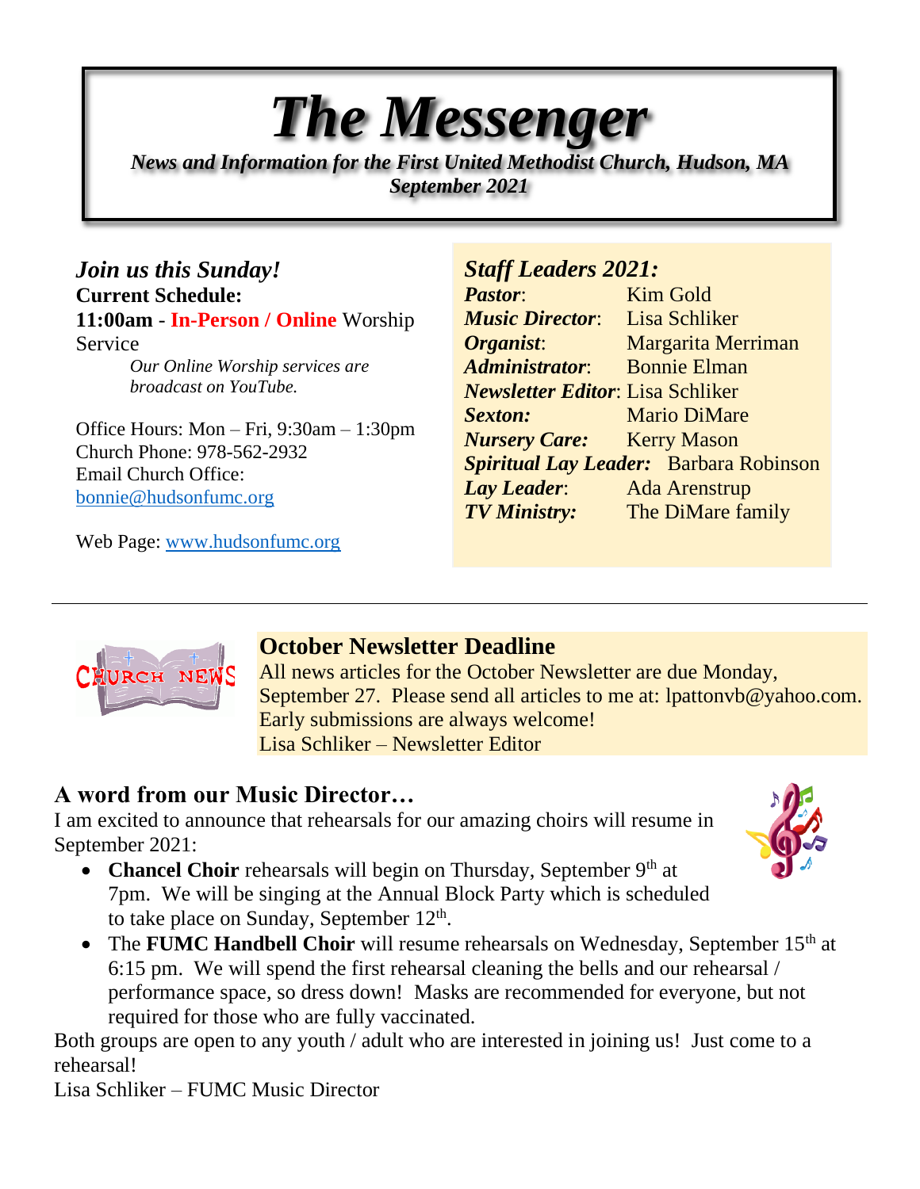# *The Messenger*

***News and Information for the First United Methodist Church, Hudson, MA***
***September 2021***

## *Join us this Sunday!*

**Current Schedule:**
**11:00am - In-Person / Online** Worship Service

*Our Online Worship services are broadcast on YouTube.*

Office Hours: Mon – Fri, 9:30am – 1:30pm
Church Phone: 978-562-2932
Email Church Office:
bonnie@hudsonfumc.org

Web Page: www.hudsonfumc.org

## *Staff Leaders 2021:*

***Pastor***: Kim Gold
***Music Director***: Lisa Schliker
***Organist***: Margarita Merriman
***Administrator***: Bonnie Elman
***Newsletter Editor***: Lisa Schliker
***Sexton:*** Mario DiMare
***Nursery Care:*** Kerry Mason
***Spiritual Lay Leader:*** Barbara Robinson
***Lay Leader***: Ada Arenstrup
***TV Ministry:*** The DiMare family

---

## October Newsletter Deadline

All news articles for the October Newsletter are due Monday, September 27. Please send all articles to me at: lpattonvb@yahoo.com. Early submissions are always welcome!
Lisa Schliker – Newsletter Editor

## A word from our Music Director…

I am excited to announce that rehearsals for our amazing choirs will resume in September 2021:

- **Chancel Choir** rehearsals will begin on Thursday, September 9th at 7pm. We will be singing at the Annual Block Party which is scheduled to take place on Sunday, September 12th.
- The **FUMC Handbell Choir** will resume rehearsals on Wednesday, September 15th at 6:15 pm. We will spend the first rehearsal cleaning the bells and our rehearsal / performance space, so dress down! Masks are recommended for everyone, but not required for those who are fully vaccinated.

Both groups are open to any youth / adult who are interested in joining us! Just come to a rehearsal!
Lisa Schliker – FUMC Music Director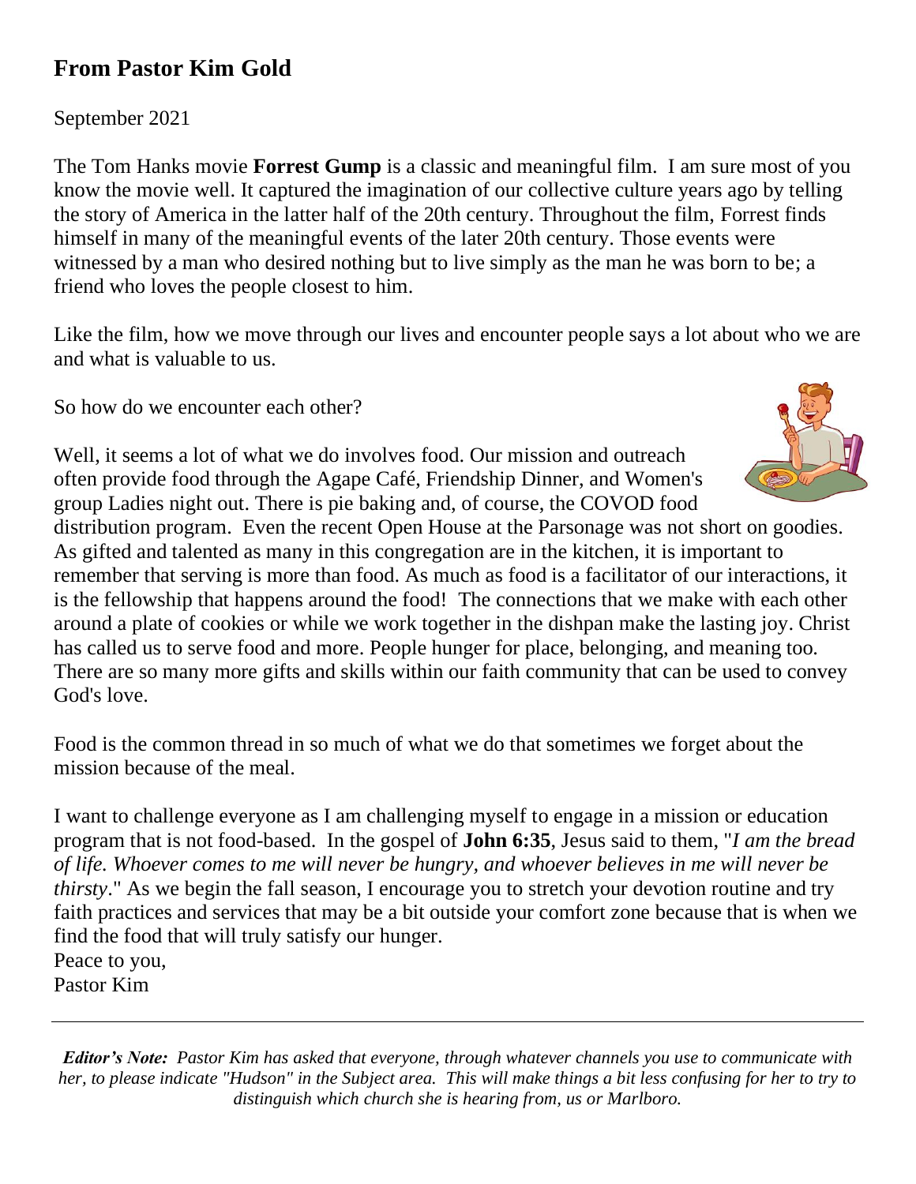## From Pastor Kim Gold

September 2021

The Tom Hanks movie **Forrest Gump** is a classic and meaningful film. I am sure most of you know the movie well. It captured the imagination of our collective culture years ago by telling the story of America in the latter half of the 20th century. Throughout the film, Forrest finds himself in many of the meaningful events of the later 20th century. Those events were witnessed by a man who desired nothing but to live simply as the man he was born to be; a friend who loves the people closest to him.

Like the film, how we move through our lives and encounter people says a lot about who we are and what is valuable to us.

So how do we encounter each other?

Well, it seems a lot of what we do involves food. Our mission and outreach often provide food through the Agape Café, Friendship Dinner, and Women's group Ladies night out. There is pie baking and, of course, the COVOD food distribution program. Even the recent Open House at the Parsonage was not short on goodies. As gifted and talented as many in this congregation are in the kitchen, it is important to remember that serving is more than food. As much as food is a facilitator of our interactions, it is the fellowship that happens around the food! The connections that we make with each other around a plate of cookies or while we work together in the dishpan make the lasting joy. Christ has called us to serve food and more. People hunger for place, belonging, and meaning too. There are so many more gifts and skills within our faith community that can be used to convey God's love.

Food is the common thread in so much of what we do that sometimes we forget about the mission because of the meal.

I want to challenge everyone as I am challenging myself to engage in a mission or education program that is not food-based. In the gospel of **John 6:35**, Jesus said to them, "*I am the bread of life. Whoever comes to me will never be hungry, and whoever believes in me will never be thirsty*." As we begin the fall season, I encourage you to stretch your devotion routine and try faith practices and services that may be a bit outside your comfort zone because that is when we find the food that will truly satisfy our hunger.

Peace to you,
Pastor Kim

---

***Editor's Note:*** *Pastor Kim has asked that everyone, through whatever channels you use to communicate with her, to please indicate "Hudson" in the Subject area. This will make things a bit less confusing for her to try to distinguish which church she is hearing from, us or Marlboro.*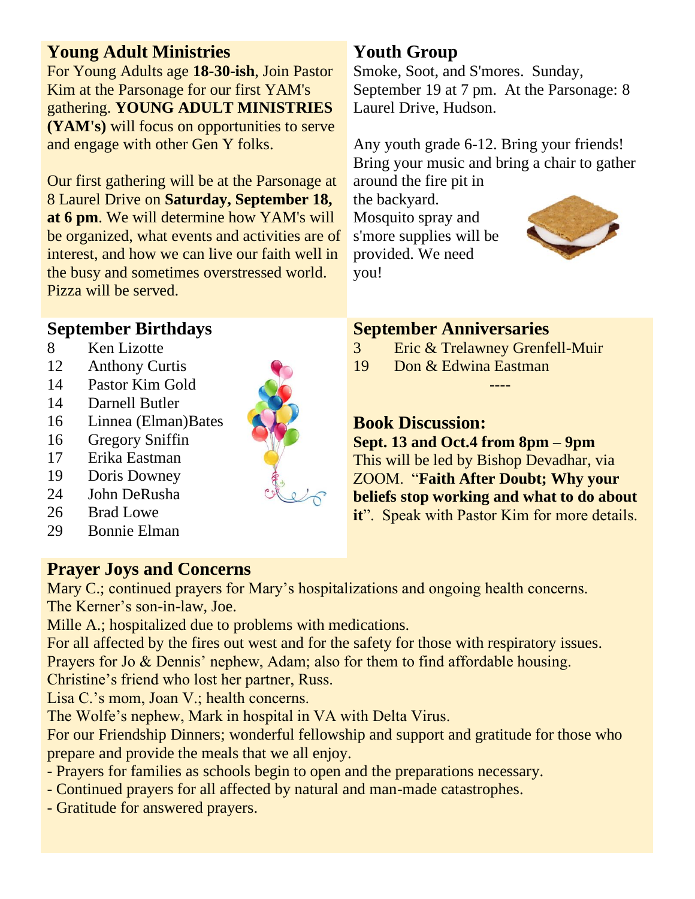## Young Adult Ministries

For Young Adults age **18-30-ish**, Join Pastor Kim at the Parsonage for our first YAM's gathering. **YOUNG ADULT MINISTRIES (YAM's)** will focus on opportunities to serve and engage with other Gen Y folks.

Our first gathering will be at the Parsonage at 8 Laurel Drive on **Saturday, September 18, at 6 pm**. We will determine how YAM's will be organized, what events and activities are of interest, and how we can live our faith well in the busy and sometimes overstressed world. Pizza will be served.

## Youth Group

Smoke, Soot, and S'mores. Sunday, September 19 at 7 pm. At the Parsonage: 8 Laurel Drive, Hudson.

Any youth grade 6-12. Bring your friends! Bring your music and bring a chair to gather around the fire pit in the backyard. Mosquito spray and s'more supplies will be provided. We need you!

## September Birthdays

| | |
|---|---|
| 8 | Ken Lizotte |
| 12 | Anthony Curtis |
| 14 | Pastor Kim Gold |
| 14 | Darnell Butler |
| 16 | Linnea (Elman)Bates |
| 16 | Gregory Sniffin |
| 17 | Erika Eastman |
| 19 | Doris Downey |
| 24 | John DeRusha |
| 26 | Brad Lowe |
| 29 | Bonnie Elman |

## September Anniversaries

| | |
|---|---|
| 3 | Eric & Trelawney Grenfell-Muir |
| 19 | Don & Edwina Eastman |

----

## Book Discussion:

**Sept. 13 and Oct.4 from 8pm – 9pm**

This will be led by Bishop Devadhar, via ZOOM. "**Faith After Doubt; Why your beliefs stop working and what to do about it**". Speak with Pastor Kim for more details.

## Prayer Joys and Concerns

Mary C.; continued prayers for Mary's hospitalizations and ongoing health concerns.
The Kerner's son-in-law, Joe.
Mille A.; hospitalized due to problems with medications.
For all affected by the fires out west and for the safety for those with respiratory issues.
Prayers for Jo & Dennis' nephew, Adam; also for them to find affordable housing.
Christine's friend who lost her partner, Russ.
Lisa C.'s mom, Joan V.; health concerns.
The Wolfe's nephew, Mark in hospital in VA with Delta Virus.
For our Friendship Dinners; wonderful fellowship and support and gratitude for those who prepare and provide the meals that we all enjoy.

- Prayers for families as schools begin to open and the preparations necessary.
- Continued prayers for all affected by natural and man-made catastrophes.
- Gratitude for answered prayers.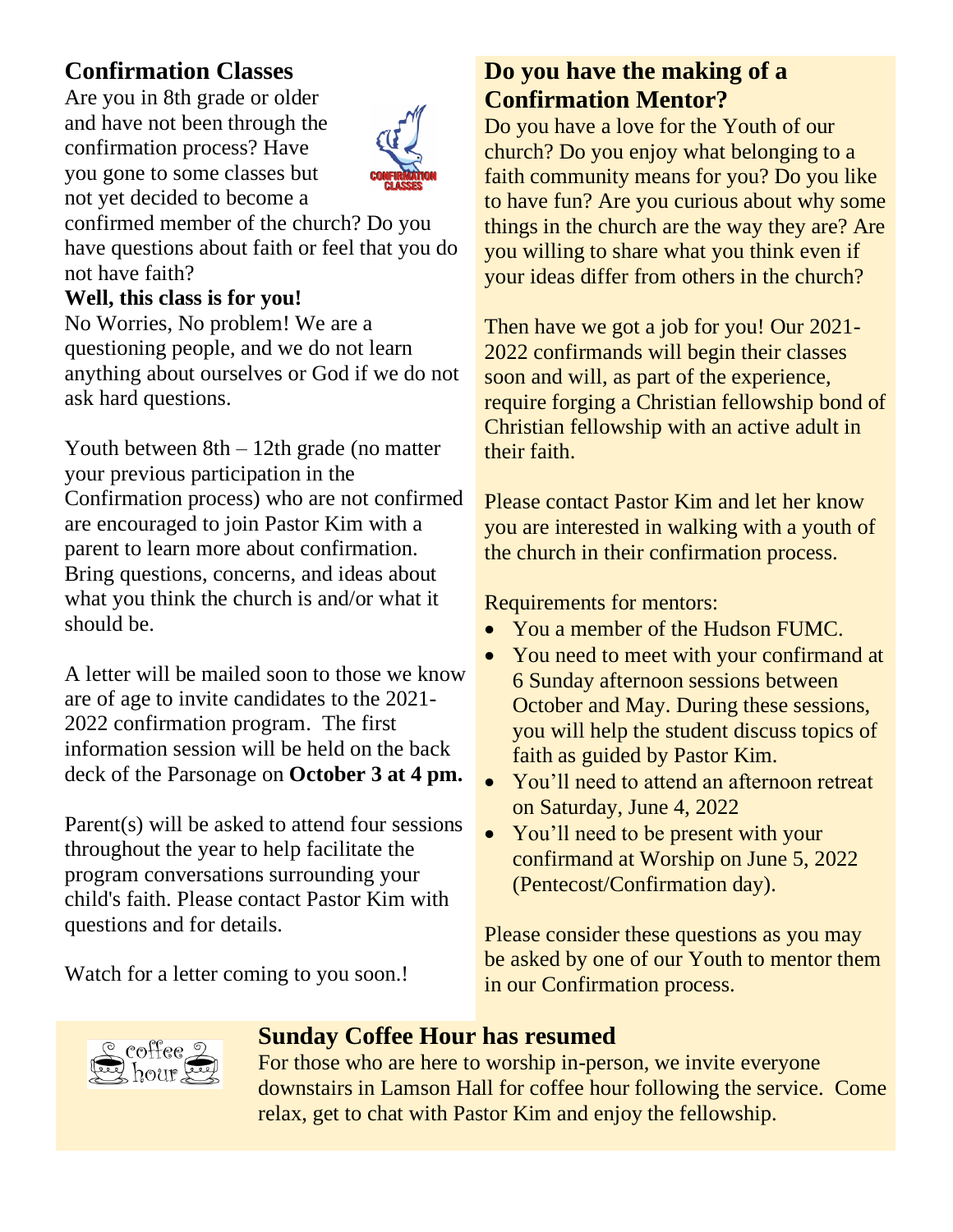## Confirmation Classes

Are you in 8th grade or older and have not been through the confirmation process? Have you gone to some classes but not yet decided to become a confirmed member of the church? Do you have questions about faith or feel that you do not have faith?

**Well, this class is for you!**

No Worries, No problem! We are a questioning people, and we do not learn anything about ourselves or God if we do not ask hard questions.

Youth between 8th – 12th grade (no matter your previous participation in the Confirmation process) who are not confirmed are encouraged to join Pastor Kim with a parent to learn more about confirmation. Bring questions, concerns, and ideas about what you think the church is and/or what it should be.

A letter will be mailed soon to those we know are of age to invite candidates to the 2021-2022 confirmation program. The first information session will be held on the back deck of the Parsonage on **October 3 at 4 pm.**

Parent(s) will be asked to attend four sessions throughout the year to help facilitate the program conversations surrounding your child's faith. Please contact Pastor Kim with questions and for details.

Watch for a letter coming to you soon.!

## Do you have the making of a Confirmation Mentor?

Do you have a love for the Youth of our church? Do you enjoy what belonging to a faith community means for you? Do you like to have fun? Are you curious about why some things in the church are the way they are? Are you willing to share what you think even if your ideas differ from others in the church?

Then have we got a job for you! Our 2021-2022 confirmands will begin their classes soon and will, as part of the experience, require forging a Christian fellowship bond of Christian fellowship with an active adult in their faith.

Please contact Pastor Kim and let her know you are interested in walking with a youth of the church in their confirmation process.

Requirements for mentors:

- You a member of the Hudson FUMC.
- You need to meet with your confirmand at 6 Sunday afternoon sessions between October and May. During these sessions, you will help the student discuss topics of faith as guided by Pastor Kim.
- You'll need to attend an afternoon retreat on Saturday, June 4, 2022
- You'll need to be present with your confirmand at Worship on June 5, 2022 (Pentecost/Confirmation day).

Please consider these questions as you may be asked by one of our Youth to mentor them in our Confirmation process.

## Sunday Coffee Hour has resumed

For those who are here to worship in-person, we invite everyone downstairs in Lamson Hall for coffee hour following the service. Come relax, get to chat with Pastor Kim and enjoy the fellowship.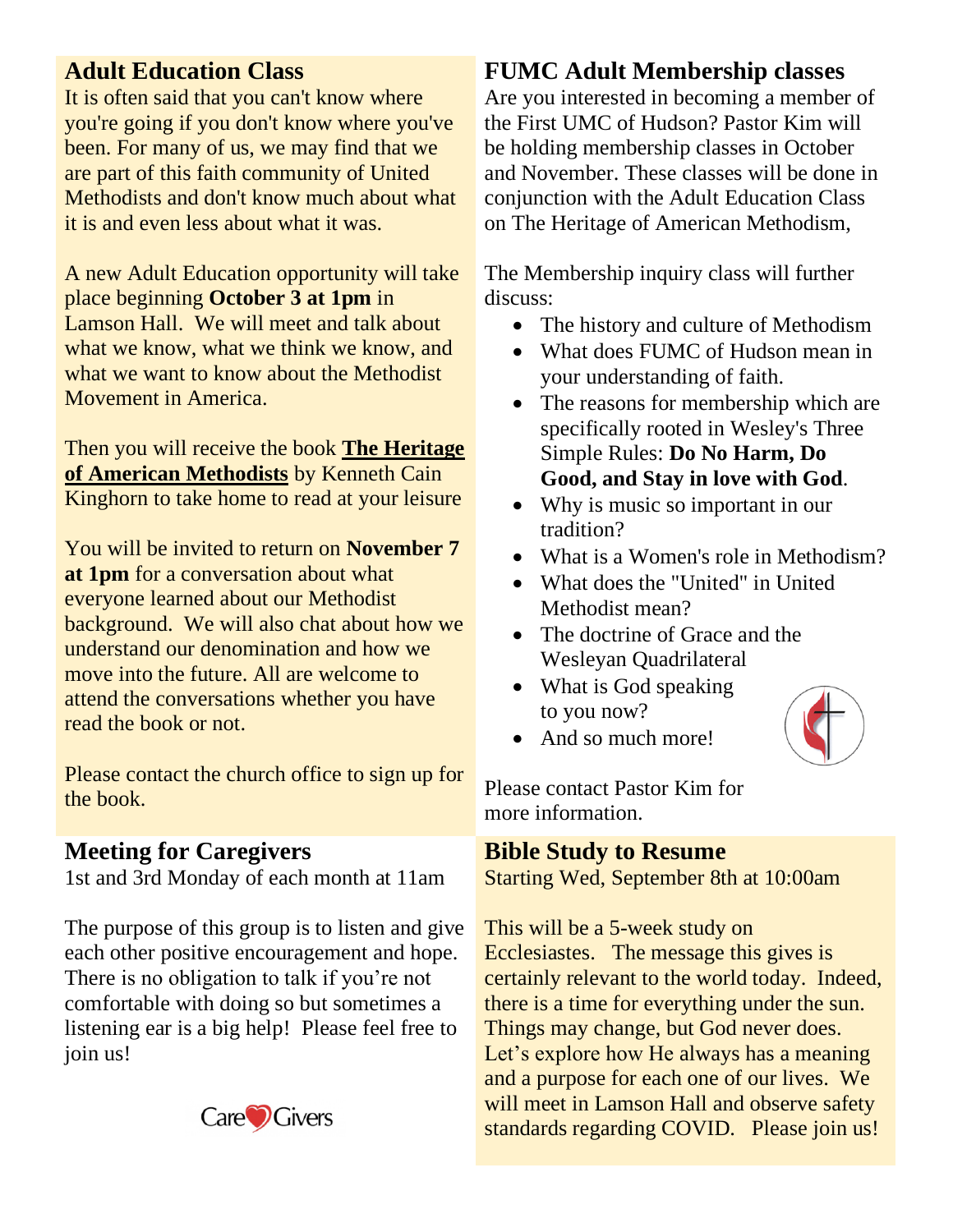## Adult Education Class

It is often said that you can't know where you're going if you don't know where you've been. For many of us, we may find that we are part of this faith community of United Methodists and don't know much about what it is and even less about what it was.

A new Adult Education opportunity will take place beginning **October 3 at 1pm** in Lamson Hall. We will meet and talk about what we know, what we think we know, and what we want to know about the Methodist Movement in America.

Then you will receive the book **The Heritage of American Methodists** by Kenneth Cain Kinghorn to take home to read at your leisure

You will be invited to return on **November 7 at 1pm** for a conversation about what everyone learned about our Methodist background. We will also chat about how we understand our denomination and how we move into the future. All are welcome to attend the conversations whether you have read the book or not.

Please contact the church office to sign up for the book.

## FUMC Adult Membership classes

Are you interested in becoming a member of the First UMC of Hudson? Pastor Kim will be holding membership classes in October and November. These classes will be done in conjunction with the Adult Education Class on The Heritage of American Methodism,

The Membership inquiry class will further discuss:

- The history and culture of Methodism
- What does FUMC of Hudson mean in your understanding of faith.
- The reasons for membership which are specifically rooted in Wesley's Three Simple Rules: **Do No Harm, Do Good, and Stay in love with God**.
- Why is music so important in our tradition?
- What is a Women's role in Methodism?
- What does the "United" in United Methodist mean?
- The doctrine of Grace and the Wesleyan Quadrilateral
- What is God speaking to you now?
- And so much more!

Please contact Pastor Kim for more information.

## Meeting for Caregivers

1st and 3rd Monday of each month at 11am

The purpose of this group is to listen and give each other positive encouragement and hope. There is no obligation to talk if you're not comfortable with doing so but sometimes a listening ear is a big help! Please feel free to join us!

## Bible Study to Resume

Starting Wed, September 8th at 10:00am

This will be a 5-week study on Ecclesiastes. The message this gives is certainly relevant to the world today. Indeed, there is a time for everything under the sun. Things may change, but God never does. Let's explore how He always has a meaning and a purpose for each one of our lives. We will meet in Lamson Hall and observe safety standards regarding COVID. Please join us!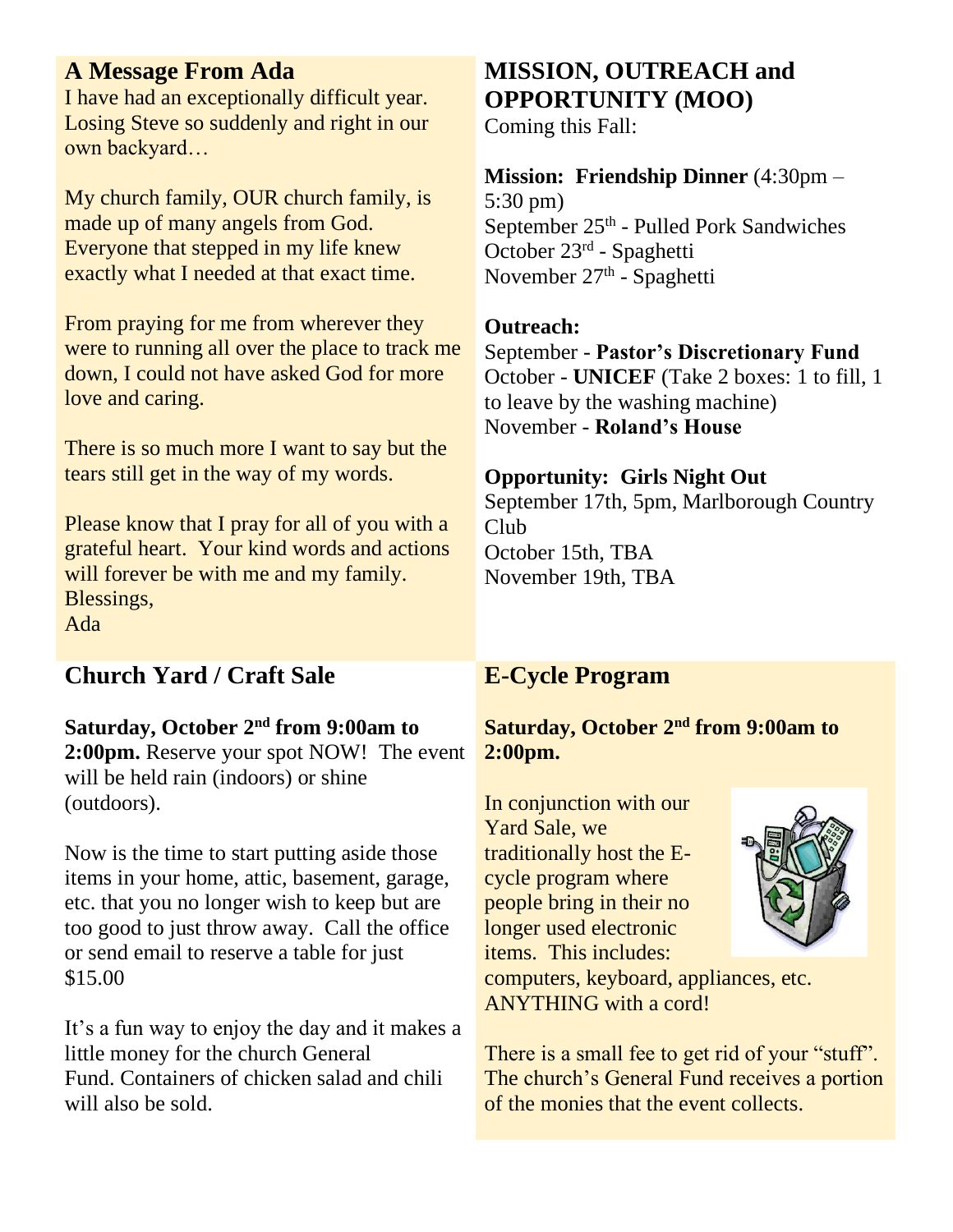## A Message From Ada

I have had an exceptionally difficult year. Losing Steve so suddenly and right in our own backyard…

My church family, OUR church family, is made up of many angels from God. Everyone that stepped in my life knew exactly what I needed at that exact time.

From praying for me from wherever they were to running all over the place to track me down, I could not have asked God for more love and caring.

There is so much more I want to say but the tears still get in the way of my words.

Please know that I pray for all of you with a grateful heart. Your kind words and actions will forever be with me and my family.
Blessings,
Ada

## MISSION, OUTREACH and OPPORTUNITY (MOO)

Coming this Fall:

**Mission: Friendship Dinner** (4:30pm – 5:30 pm)
September 25th - Pulled Pork Sandwiches
October 23rd - Spaghetti
November 27th - Spaghetti

**Outreach:**
September - **Pastor's Discretionary Fund**
October - **UNICEF** (Take 2 boxes: 1 to fill, 1 to leave by the washing machine)
November - **Roland's House**

**Opportunity: Girls Night Out**
September 17th, 5pm, Marlborough Country Club
October 15th, TBA
November 19th, TBA

## Church Yard / Craft Sale

**Saturday, October 2nd from 9:00am to 2:00pm.** Reserve your spot NOW! The event will be held rain (indoors) or shine (outdoors).

Now is the time to start putting aside those items in your home, attic, basement, garage, etc. that you no longer wish to keep but are too good to just throw away. Call the office or send email to reserve a table for just $15.00

It's a fun way to enjoy the day and it makes a little money for the church General Fund. Containers of chicken salad and chili will also be sold.

## E-Cycle Program

**Saturday, October 2nd from 9:00am to 2:00pm.**

In conjunction with our Yard Sale, we traditionally host the E-cycle program where people bring in their no longer used electronic items. This includes: computers, keyboard, appliances, etc. ANYTHING with a cord!

There is a small fee to get rid of your "stuff". The church's General Fund receives a portion of the monies that the event collects.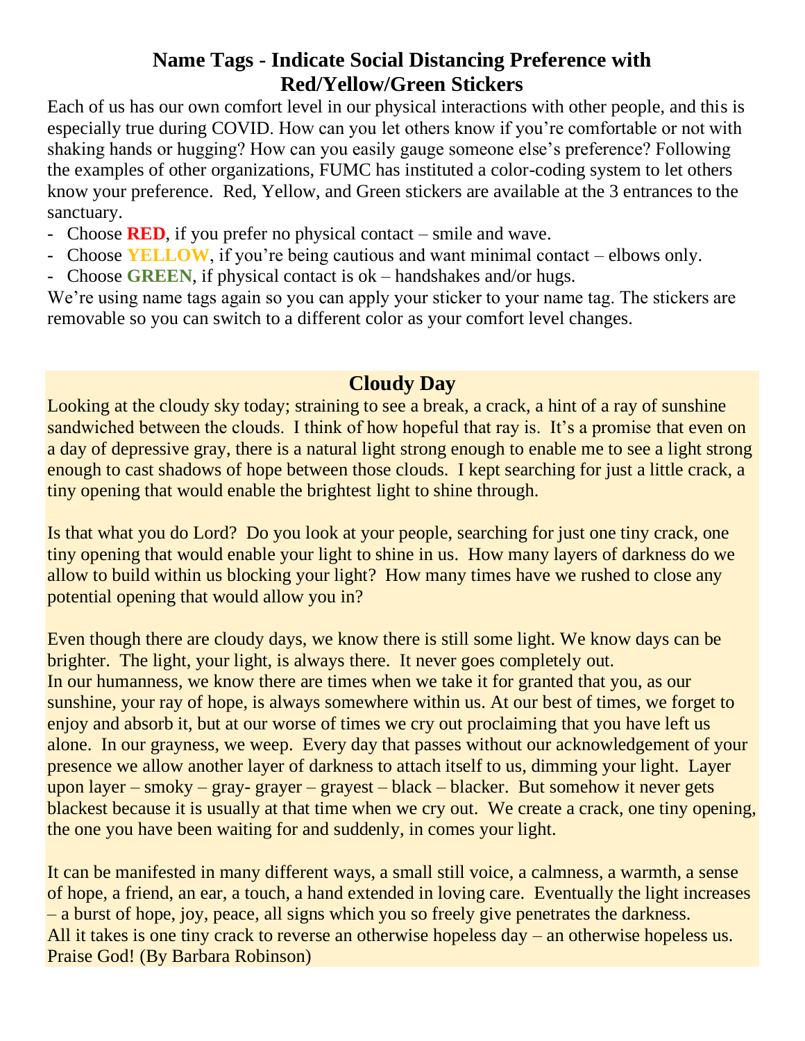## Name Tags - Indicate Social Distancing Preference with Red/Yellow/Green Stickers

Each of us has our own comfort level in our physical interactions with other people, and this is especially true during COVID. How can you let others know if you're comfortable or not with shaking hands or hugging? How can you easily gauge someone else's preference? Following the examples of other organizations, FUMC has instituted a color-coding system to let others know your preference. Red, Yellow, and Green stickers are available at the 3 entrances to the sanctuary.

- Choose **RED**, if you prefer no physical contact – smile and wave.
- Choose **YELLOW**, if you're being cautious and want minimal contact – elbows only.
- Choose **GREEN**, if physical contact is ok – handshakes and/or hugs.

We're using name tags again so you can apply your sticker to your name tag. The stickers are removable so you can switch to a different color as your comfort level changes.

## Cloudy Day

Looking at the cloudy sky today; straining to see a break, a crack, a hint of a ray of sunshine sandwiched between the clouds. I think of how hopeful that ray is. It's a promise that even on a day of depressive gray, there is a natural light strong enough to enable me to see a light strong enough to cast shadows of hope between those clouds. I kept searching for just a little crack, a tiny opening that would enable the brightest light to shine through.

Is that what you do Lord? Do you look at your people, searching for just one tiny crack, one tiny opening that would enable your light to shine in us. How many layers of darkness do we allow to build within us blocking your light? How many times have we rushed to close any potential opening that would allow you in?

Even though there are cloudy days, we know there is still some light. We know days can be brighter. The light, your light, is always there. It never goes completely out.
In our humanness, we know there are times when we take it for granted that you, as our sunshine, your ray of hope, is always somewhere within us. At our best of times, we forget to enjoy and absorb it, but at our worse of times we cry out proclaiming that you have left us alone. In our grayness, we weep. Every day that passes without our acknowledgement of your presence we allow another layer of darkness to attach itself to us, dimming your light. Layer upon layer – smoky – gray- grayer – grayest – black – blacker. But somehow it never gets blackest because it is usually at that time when we cry out. We create a crack, one tiny opening, the one you have been waiting for and suddenly, in comes your light.

It can be manifested in many different ways, a small still voice, a calmness, a warmth, a sense of hope, a friend, an ear, a touch, a hand extended in loving care. Eventually the light increases – a burst of hope, joy, peace, all signs which you so freely give penetrates the darkness.
All it takes is one tiny crack to reverse an otherwise hopeless day – an otherwise hopeless us.
Praise God! (By Barbara Robinson)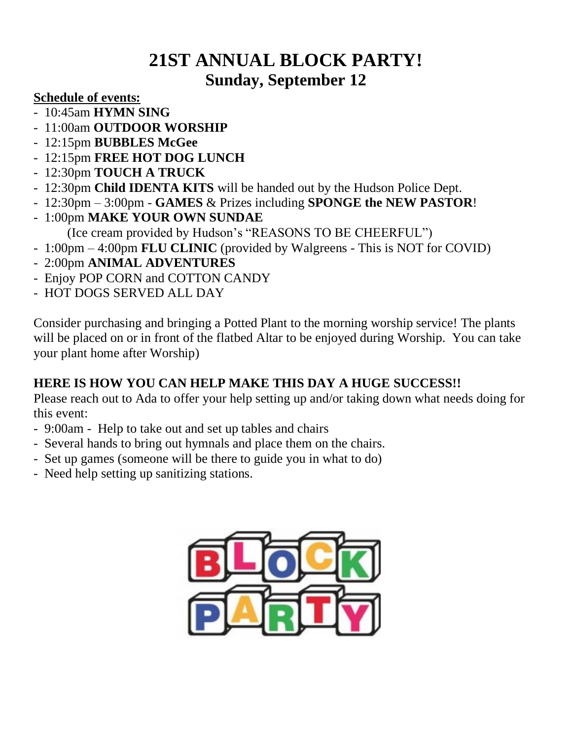# 21ST ANNUAL BLOCK PARTY!

## Sunday, September 12

**Schedule of events:**

- 10:45am **HYMN SING**
- 11:00am **OUTDOOR WORSHIP**
- 12:15pm **BUBBLES McGee**
- 12:15pm **FREE HOT DOG LUNCH**
- 12:30pm **TOUCH A TRUCK**
- 12:30pm **Child IDENTA KITS** will be handed out by the Hudson Police Dept.
- 12:30pm – 3:00pm - **GAMES** & Prizes including **SPONGE the NEW PASTOR**!
- 1:00pm **MAKE YOUR OWN SUNDAE**
  (Ice cream provided by Hudson's "REASONS TO BE CHEERFUL")
- 1:00pm – 4:00pm **FLU CLINIC** (provided by Walgreens - This is NOT for COVID)
- 2:00pm **ANIMAL ADVENTURES**
- Enjoy POP CORN and COTTON CANDY
- HOT DOGS SERVED ALL DAY

Consider purchasing and bringing a Potted Plant to the morning worship service! The plants will be placed on or in front of the flatbed Altar to be enjoyed during Worship. You can take your plant home after Worship)

**HERE IS HOW YOU CAN HELP MAKE THIS DAY A HUGE SUCCESS!!**

Please reach out to Ada to offer your help setting up and/or taking down what needs doing for this event:

- 9:00am - Help to take out and set up tables and chairs
- Several hands to bring out hymnals and place them on the chairs.
- Set up games (someone will be there to guide you in what to do)
- Need help setting up sanitizing stations.

BLOCK PARTY